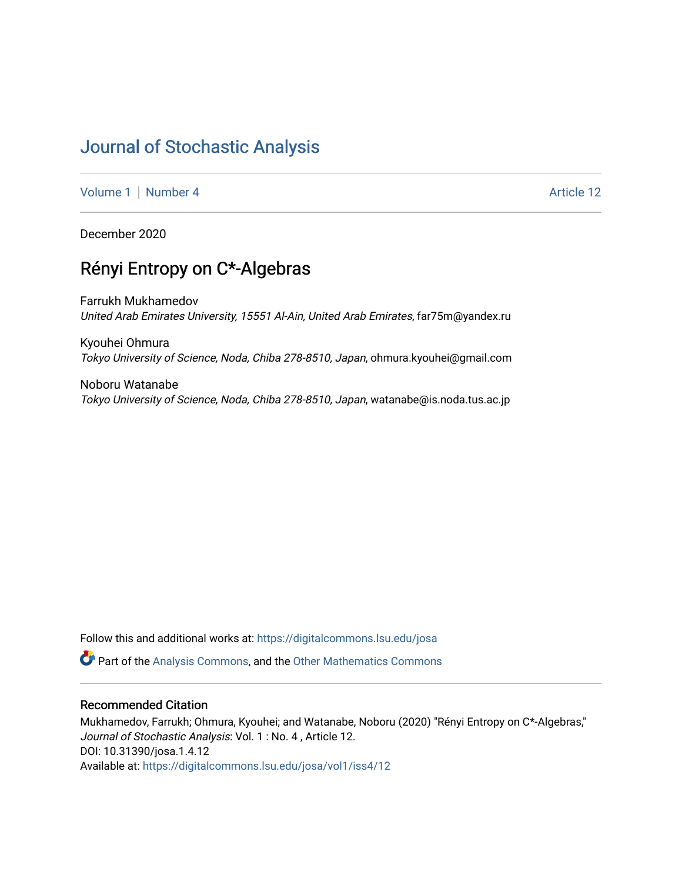# Journal of Stochastic Analysis

Volume 1 | Number 4 Article 12

December 2020

## Rényi Entropy on C*-Algebras

Farrukh Mukhamedov
*United Arab Emirates University, 15551 Al-Ain, United Arab Emirates*, far75m@yandex.ru

Kyouhei Ohmura
*Tokyo University of Science, Noda, Chiba 278-8510, Japan*, ohmura.kyouhei@gmail.com

Noboru Watanabe
*Tokyo University of Science, Noda, Chiba 278-8510, Japan*, watanabe@is.noda.tus.ac.jp

Follow this and additional works at: https://digitalcommons.lsu.edu/josa

Part of the Analysis Commons, and the Other Mathematics Commons

### Recommended Citation

Mukhamedov, Farrukh; Ohmura, Kyouhei; and Watanabe, Noboru (2020) "Rényi Entropy on C*-Algebras," *Journal of Stochastic Analysis*: Vol. 1 : No. 4 , Article 12.
DOI: 10.31390/josa.1.4.12
Available at: https://digitalcommons.lsu.edu/josa/vol1/iss4/12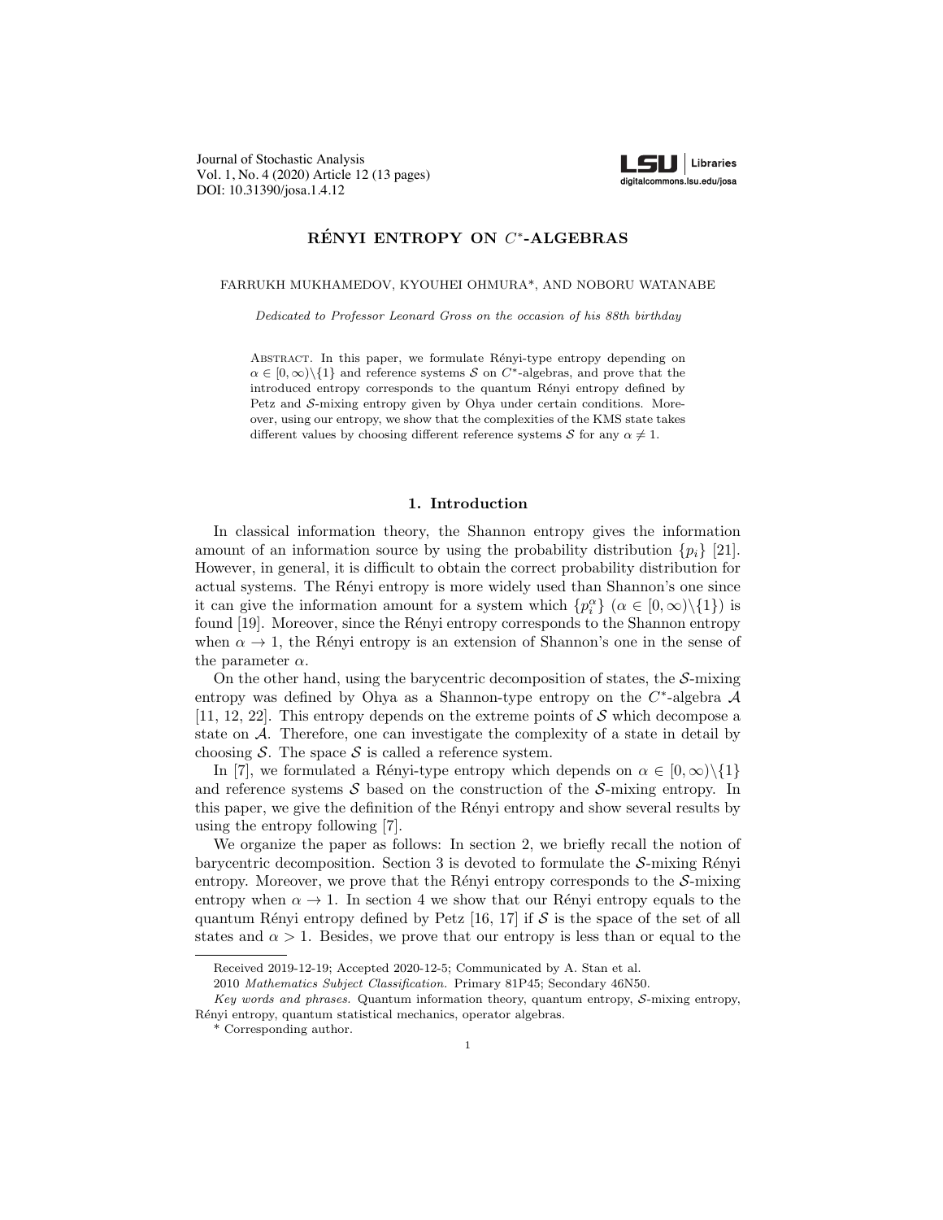Journal of Stochastic Analysis
Vol. 1, No. 4 (2020) Article 12 (13 pages)
DOI: 10.31390/josa.1.4.12

# RÉNYI ENTROPY ON $C^*$-ALGEBRAS

FARRUKH MUKHAMEDOV, KYOUHEI OHMURA*, AND NOBORU WATANABE

*Dedicated to Professor Leonard Gross on the occasion of his 88th birthday*

Abstract. In this paper, we formulate Rényi-type entropy depending on $\alpha \in [0, \infty)\backslash\{1\}$ and reference systems $\mathcal{S}$ on $C^*$-algebras, and prove that the introduced entropy corresponds to the quantum Rényi entropy defined by Petz and $\mathcal{S}$-mixing entropy given by Ohya under certain conditions. Moreover, using our entropy, we show that the complexities of the KMS state takes different values by choosing different reference systems $\mathcal{S}$ for any $\alpha \neq 1$.

## 1. Introduction

In classical information theory, the Shannon entropy gives the information amount of an information source by using the probability distribution $\{p_i\}$ [21]. However, in general, it is difficult to obtain the correct probability distribution for actual systems. The Rényi entropy is more widely used than Shannon's one since it can give the information amount for a system which $\{p_i^\alpha\}$ ($\alpha \in [0, \infty)\backslash\{1\}$) is found [19]. Moreover, since the Rényi entropy corresponds to the Shannon entropy when $\alpha \to 1$, the Rényi entropy is an extension of Shannon's one in the sense of the parameter $\alpha$.

On the other hand, using the barycentric decomposition of states, the $\mathcal{S}$-mixing entropy was defined by Ohya as a Shannon-type entropy on the $C^*$-algebra $\mathcal{A}$ [11, 12, 22]. This entropy depends on the extreme points of $\mathcal{S}$ which decompose a state on $\mathcal{A}$. Therefore, one can investigate the complexity of a state in detail by choosing $\mathcal{S}$. The space $\mathcal{S}$ is called a reference system.

In [7], we formulated a Rényi-type entropy which depends on $\alpha \in [0, \infty)\backslash\{1\}$ and reference systems $\mathcal{S}$ based on the construction of the $\mathcal{S}$-mixing entropy. In this paper, we give the definition of the Rényi entropy and show several results by using the entropy following [7].

We organize the paper as follows: In section 2, we briefly recall the notion of barycentric decomposition. Section 3 is devoted to formulate the $\mathcal{S}$-mixing Rényi entropy. Moreover, we prove that the Rényi entropy corresponds to the $\mathcal{S}$-mixing entropy when $\alpha \to 1$. In section 4 we show that our Rényi entropy equals to the quantum Rényi entropy defined by Petz [16, 17] if $\mathcal{S}$ is the space of the set of all states and $\alpha > 1$. Besides, we prove that our entropy is less than or equal to the

Received 2019-12-19; Accepted 2020-12-5; Communicated by A. Stan et al.

2010 *Mathematics Subject Classification.* Primary 81P45; Secondary 46N50.

*Key words and phrases.* Quantum information theory, quantum entropy, $\mathcal{S}$-mixing entropy, Rényi entropy, quantum statistical mechanics, operator algebras.

\* Corresponding author.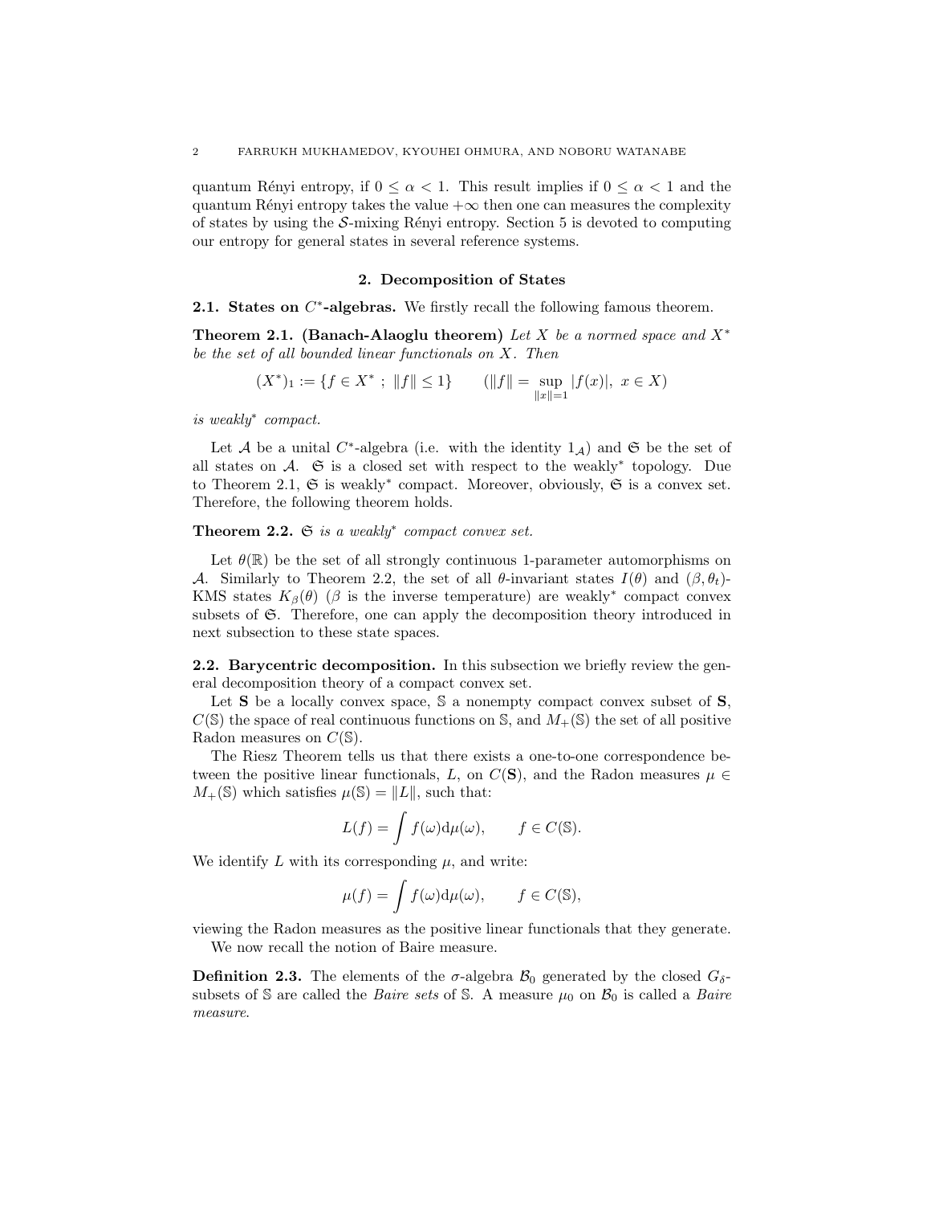quantum Rényi entropy, if $0 \leq \alpha < 1$. This result implies if $0 \leq \alpha < 1$ and the quantum Rényi entropy takes the value $+\infty$ then one can measures the complexity of states by using the $\mathcal{S}$-mixing Rényi entropy. Section 5 is devoted to computing our entropy for general states in several reference systems.

## 2. Decomposition of States

### 2.1. States on $C^*$-algebras.

We firstly recall the following famous theorem.

**Theorem 2.1. (Banach-Alaoglu theorem)** *Let $X$ be a normed space and $X^*$ be the set of all bounded linear functionals on $X$. Then*

$$(X^*)_1 := \{f \in X^* \ ; \ \|f\| \leq 1\} \qquad (\|f\| = \sup_{\|x\|=1} |f(x)|, \ x \in X)$$

*is weakly$^*$ compact.*

Let $\mathcal{A}$ be a unital $C^*$-algebra (i.e. with the identity $1_{\mathcal{A}}$) and $\mathfrak{S}$ be the set of all states on $\mathcal{A}$. $\mathfrak{S}$ is a closed set with respect to the weakly$^*$ topology. Due to Theorem 2.1, $\mathfrak{S}$ is weakly$^*$ compact. Moreover, obviously, $\mathfrak{S}$ is a convex set. Therefore, the following theorem holds.

**Theorem 2.2.** *$\mathfrak{S}$ is a weakly$^*$ compact convex set.*

Let $\theta(\mathbb{R})$ be the set of all strongly continuous 1-parameter automorphisms on $\mathcal{A}$. Similarly to Theorem 2.2, the set of all $\theta$-invariant states $I(\theta)$ and $(\beta, \theta_t)$-KMS states $K_\beta(\theta)$ ($\beta$ is the inverse temperature) are weakly$^*$ compact convex subsets of $\mathfrak{S}$. Therefore, one can apply the decomposition theory introduced in next subsection to these state spaces.

### 2.2. Barycentric decomposition.

In this subsection we briefly review the general decomposition theory of a compact convex set.

Let $\mathbf{S}$ be a locally convex space, $\mathbb{S}$ a nonempty compact convex subset of $\mathbf{S}$, $C(\mathbb{S})$ the space of real continuous functions on $\mathbb{S}$, and $M_+(\mathbb{S})$ the set of all positive Radon measures on $C(\mathbb{S})$.

The Riesz Theorem tells us that there exists a one-to-one correspondence between the positive linear functionals, $L$, on $C(\mathbf{S})$, and the Radon measures $\mu \in M_+(\mathbb{S})$ which satisfies $\mu(\mathbb{S}) = \|L\|$, such that:

$$L(f) = \int f(\omega) \mathrm{d}\mu(\omega), \qquad f \in C(\mathbb{S}).$$

We identify $L$ with its corresponding $\mu$, and write:

$$\mu(f) = \int f(\omega) \mathrm{d}\mu(\omega), \qquad f \in C(\mathbb{S}),$$

viewing the Radon measures as the positive linear functionals that they generate.

We now recall the notion of Baire measure.

**Definition 2.3.** The elements of the $\sigma$-algebra $\mathcal{B}_0$ generated by the closed $G_\delta$-subsets of $\mathbb{S}$ are called the *Baire sets* of $\mathbb{S}$. A measure $\mu_0$ on $\mathcal{B}_0$ is called a *Baire measure*.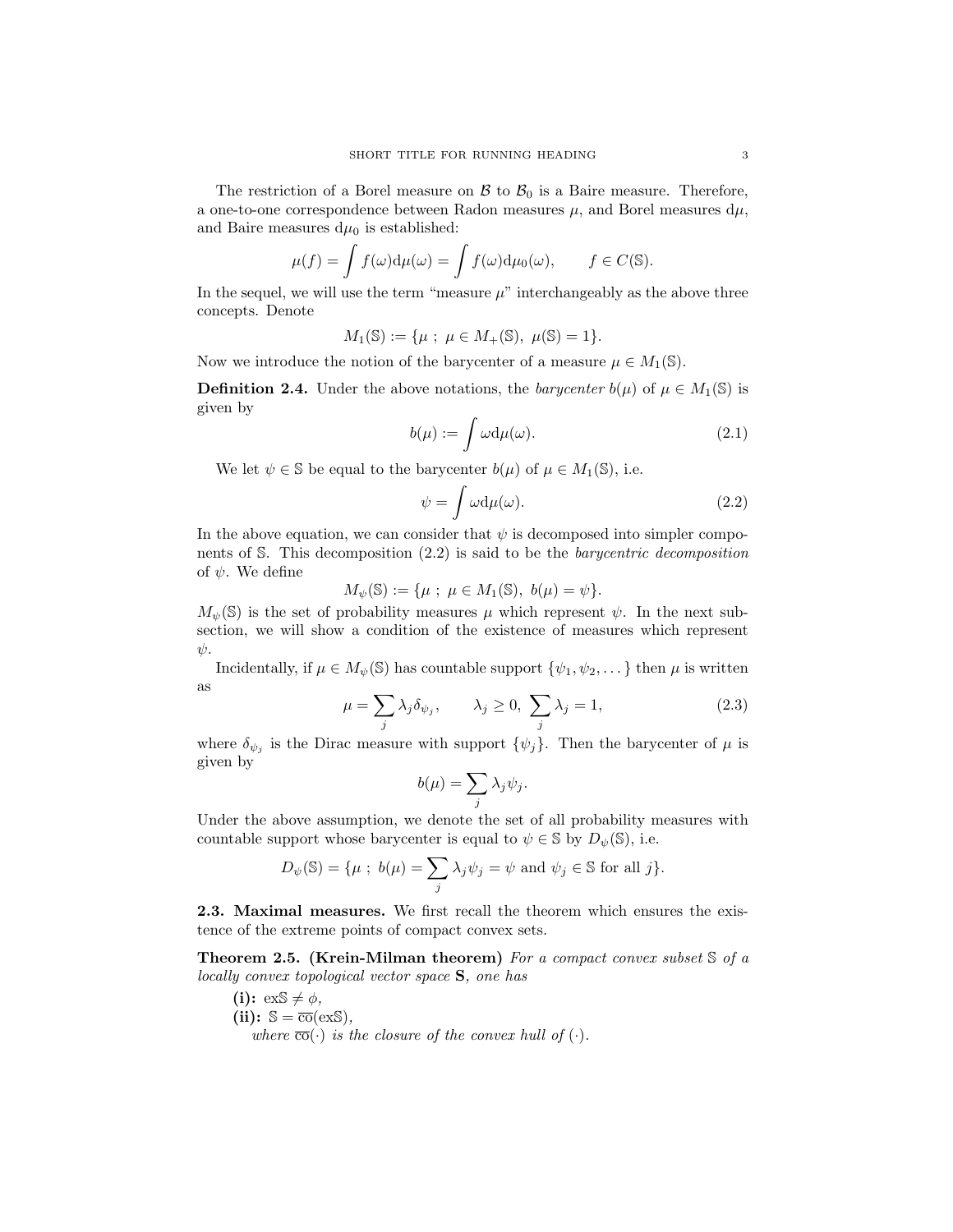The restriction of a Borel measure on $\mathcal{B}$ to $\mathcal{B}_0$ is a Baire measure. Therefore, a one-to-one correspondence between Radon measures $\mu$, and Borel measures $\mathrm{d}\mu$, and Baire measures $\mathrm{d}\mu_0$ is established:

$$\mu(f) = \int f(\omega)\mathrm{d}\mu(\omega) = \int f(\omega)\mathrm{d}\mu_0(\omega), \qquad f \in C(\mathbb{S}).$$

In the sequel, we will use the term "measure $\mu$" interchangeably as the above three concepts. Denote

$$M_1(\mathbb{S}) := \{\mu \ ; \ \mu \in M_+(\mathbb{S}), \ \mu(\mathbb{S}) = 1\}.$$

Now we introduce the notion of the barycenter of a measure $\mu \in M_1(\mathbb{S})$.

**Definition 2.4.** Under the above notations, the *barycenter* $b(\mu)$ of $\mu \in M_1(\mathbb{S})$ is given by

$$b(\mu) := \int \omega \mathrm{d}\mu(\omega). \tag{2.1}$$

We let $\psi \in \mathbb{S}$ be equal to the barycenter $b(\mu)$ of $\mu \in M_1(\mathbb{S})$, i.e.

$$\psi = \int \omega \mathrm{d}\mu(\omega). \tag{2.2}$$

In the above equation, we can consider that $\psi$ is decomposed into simpler components of $\mathbb{S}$. This decomposition (2.2) is said to be the *barycentric decomposition* of $\psi$. We define

$$M_\psi(\mathbb{S}) := \{\mu \ ; \ \mu \in M_1(\mathbb{S}), \ b(\mu) = \psi\}.$$

$M_\psi(\mathbb{S})$ is the set of probability measures $\mu$ which represent $\psi$. In the next subsection, we will show a condition of the existence of measures which represent $\psi$.

Incidentally, if $\mu \in M_\psi(\mathbb{S})$ has countable support $\{\psi_1, \psi_2, \dots\}$ then $\mu$ is written as

$$\mu = \sum_j \lambda_j \delta_{\psi_j}, \qquad \lambda_j \geq 0, \ \sum_j \lambda_j = 1, \tag{2.3}$$

where $\delta_{\psi_j}$ is the Dirac measure with support $\{\psi_j\}$. Then the barycenter of $\mu$ is given by

$$b(\mu) = \sum_j \lambda_j \psi_j.$$

Under the above assumption, we denote the set of all probability measures with countable support whose barycenter is equal to $\psi \in \mathbb{S}$ by $D_\psi(\mathbb{S})$, i.e.

$$D_\psi(\mathbb{S}) = \{\mu \ ; \ b(\mu) = \sum_j \lambda_j \psi_j = \psi \text{ and } \psi_j \in \mathbb{S} \text{ for all } j\}.$$

### 2.3. Maximal measures.

We first recall the theorem which ensures the existence of the extreme points of compact convex sets.

**Theorem 2.5. (Krein-Milman theorem)** *For a compact convex subset $\mathbb{S}$ of a locally convex topological vector space $\mathbf{S}$, one has*

- **(i):** $\mathrm{ex}\mathbb{S} \neq \phi$,
- **(ii):** $\mathbb{S} = \overline{\mathrm{co}}(\mathrm{ex}\mathbb{S})$,

  *where $\overline{\mathrm{co}}(\cdot)$ is the closure of the convex hull of $(\cdot)$.*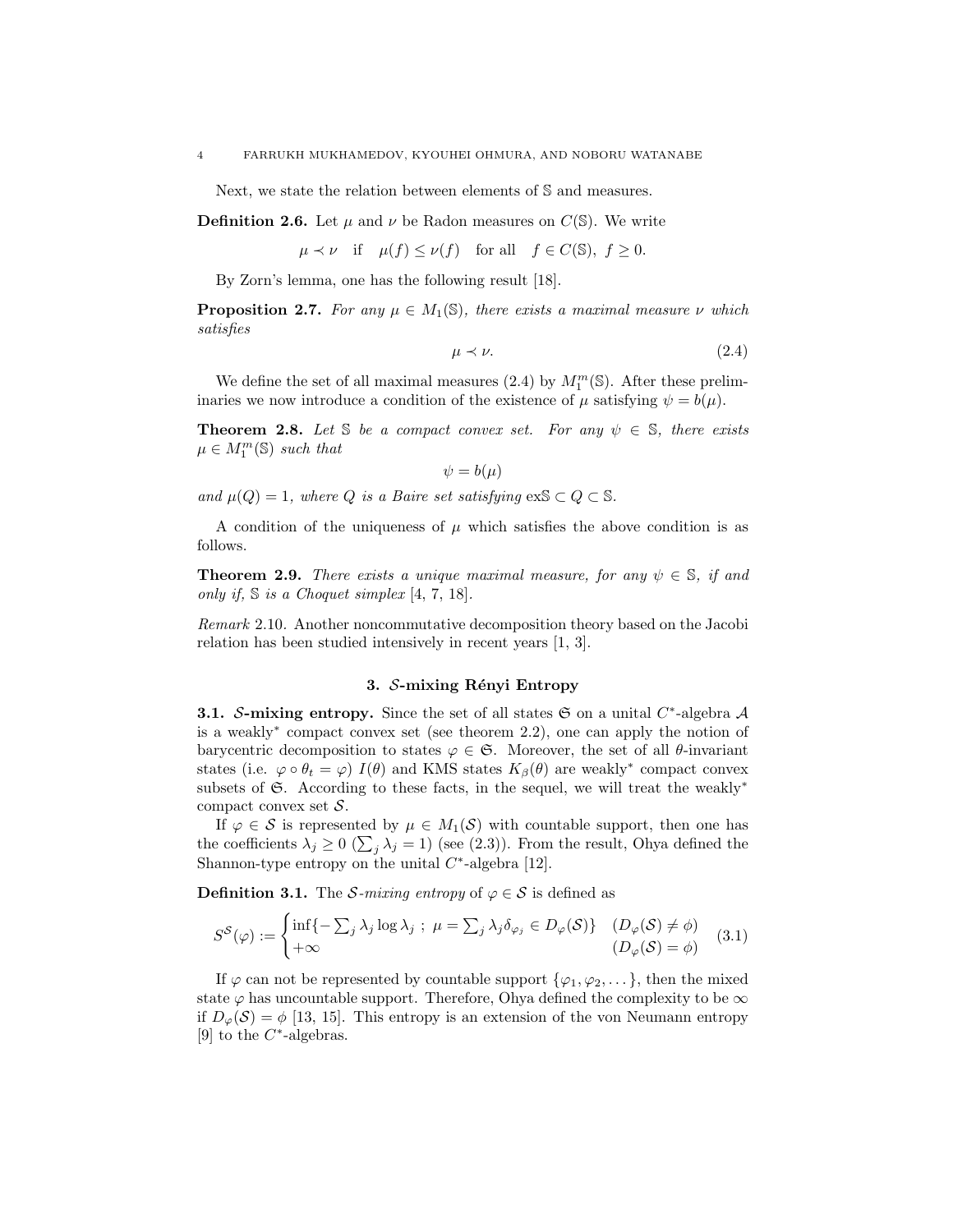Next, we state the relation between elements of $\mathbb{S}$ and measures.

**Definition 2.6.** Let $\mu$ and $\nu$ be Radon measures on $C(\mathbb{S})$. We write

$$\mu \prec \nu \quad \text{if} \quad \mu(f) \leq \nu(f) \quad \text{for all} \quad f \in C(\mathbb{S}),\ f \geq 0.$$

By Zorn's lemma, one has the following result [18].

**Proposition 2.7.** *For any $\mu \in M_1(\mathbb{S})$, there exists a maximal measure $\nu$ which satisfies*

$$\mu \prec \nu. \tag{2.4}$$

We define the set of all maximal measures (2.4) by $M_1^m(\mathbb{S})$. After these preliminaries we now introduce a condition of the existence of $\mu$ satisfying $\psi = b(\mu)$.

**Theorem 2.8.** *Let $\mathbb{S}$ be a compact convex set. For any $\psi \in \mathbb{S}$, there exists $\mu \in M_1^m(\mathbb{S})$ such that*

$$\psi = b(\mu)$$

*and $\mu(Q) = 1$, where $Q$ is a Baire set satisfying $\mathrm{ex}\mathbb{S} \subset Q \subset \mathbb{S}$.*

A condition of the uniqueness of $\mu$ which satisfies the above condition is as follows.

**Theorem 2.9.** *There exists a unique maximal measure, for any $\psi \in \mathbb{S}$, if and only if, $\mathbb{S}$ is a Choquet simplex* [4, 7, 18].

*Remark* 2.10. Another noncommutative decomposition theory based on the Jacobi relation has been studied intensively in recent years [1, 3].

## 3. $\mathcal{S}$-mixing Rényi Entropy

**3.1. $\mathcal{S}$-mixing entropy.** Since the set of all states $\mathfrak{S}$ on a unital $C^*$-algebra $\mathcal{A}$ is a weakly$^*$ compact convex set (see theorem 2.2), one can apply the notion of barycentric decomposition to states $\varphi \in \mathfrak{S}$. Moreover, the set of all $\theta$-invariant states (i.e. $\varphi \circ \theta_t = \varphi$) $I(\theta)$ and KMS states $K_\beta(\theta)$ are weakly$^*$ compact convex subsets of $\mathfrak{S}$. According to these facts, in the sequel, we will treat the weakly$^*$ compact convex set $\mathcal{S}$.

If $\varphi \in \mathcal{S}$ is represented by $\mu \in M_1(\mathcal{S})$ with countable support, then one has the coefficients $\lambda_j \geq 0$ ($\sum_j \lambda_j = 1$) (see (2.3)). From the result, Ohya defined the Shannon-type entropy on the unital $C^*$-algebra [12].

**Definition 3.1.** The *$\mathcal{S}$-mixing entropy* of $\varphi \in \mathcal{S}$ is defined as

$$S^{\mathcal{S}}(\varphi) := \begin{cases} \inf\{-\sum_j \lambda_j \log \lambda_j \ ;\ \mu = \sum_j \lambda_j \delta_{\varphi_j} \in D_\varphi(\mathcal{S})\} & (D_\varphi(\mathcal{S}) \neq \phi) \\ +\infty & (D_\varphi(\mathcal{S}) = \phi) \end{cases} \tag{3.1}$$

If $\varphi$ can not be represented by countable support $\{\varphi_1, \varphi_2, \dots\}$, then the mixed state $\varphi$ has uncountable support. Therefore, Ohya defined the complexity to be $\infty$ if $D_\varphi(\mathcal{S}) = \phi$ [13, 15]. This entropy is an extension of the von Neumann entropy [9] to the $C^*$-algebras.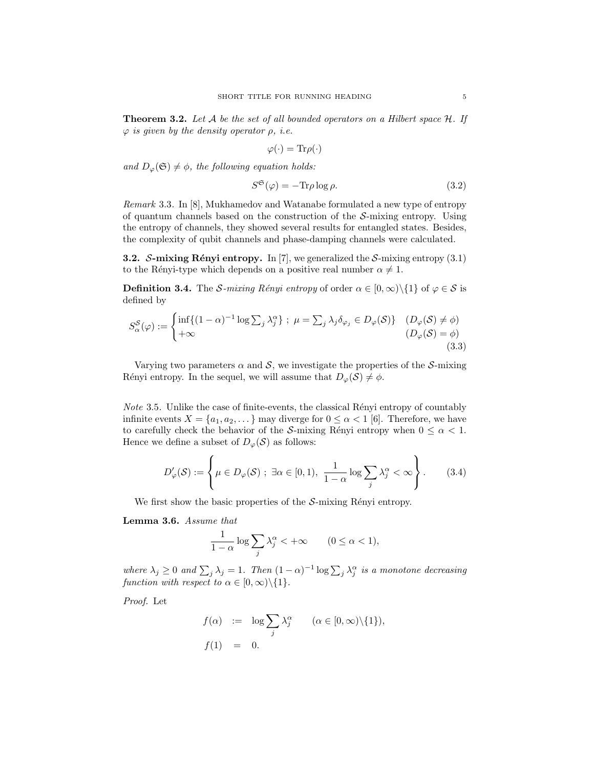**Theorem 3.2.** *Let $\mathcal{A}$ be the set of all bounded operators on a Hilbert space $\mathcal{H}$. If $\varphi$ is given by the density operator $\rho$, i.e.*

$$\varphi(\cdot) = \mathrm{Tr}\rho(\cdot)$$

*and $D_\varphi(\mathfrak{S}) \neq \phi$, the following equation holds:*

$$S^{\mathfrak{S}}(\varphi) = -\mathrm{Tr}\rho \log \rho. \tag{3.2}$$

*Remark* 3.3. In [8], Mukhamedov and Watanabe formulated a new type of entropy of quantum channels based on the construction of the $\mathcal{S}$-mixing entropy. Using the entropy of channels, they showed several results for entangled states. Besides, the complexity of qubit channels and phase-damping channels were calculated.

**3.2. $\mathcal{S}$-mixing Rényi entropy.** In [7], we generalized the $\mathcal{S}$-mixing entropy (3.1) to the Rényi-type which depends on a positive real number $\alpha \neq 1$.

**Definition 3.4.** The *$\mathcal{S}$-mixing Rényi entropy* of order $\alpha \in [0,\infty)\backslash\{1\}$ of $\varphi \in \mathcal{S}$ is defined by

$$S_\alpha^{\mathcal{S}}(\varphi) := \begin{cases} \inf\{(1-\alpha)^{-1}\log\sum_j \lambda_j^\alpha\} \ ; \ \mu = \sum_j \lambda_j \delta_{\varphi_j} \in D_\varphi(\mathcal{S})\} & (D_\varphi(\mathcal{S}) \neq \phi) \\ +\infty & (D_\varphi(\mathcal{S}) = \phi) \end{cases} \tag{3.3}$$

Varying two parameters $\alpha$ and $\mathcal{S}$, we investigate the properties of the $\mathcal{S}$-mixing Rényi entropy. In the sequel, we will assume that $D_\varphi(\mathcal{S}) \neq \phi$.

*Note* 3.5. Unlike the case of finite-events, the classical Rényi entropy of countably infinite events $X = \{a_1, a_2, \dots\}$ may diverge for $0 \leq \alpha < 1$ [6]. Therefore, we have to carefully check the behavior of the $\mathcal{S}$-mixing Rényi entropy when $0 \leq \alpha < 1$. Hence we define a subset of $D_\varphi(\mathcal{S})$ as follows:

$$D'_\varphi(\mathcal{S}) := \left\{ \mu \in D_\varphi(\mathcal{S}) \ ; \ \exists\alpha \in [0,1), \ \frac{1}{1-\alpha}\log\sum_j \lambda_j^\alpha < \infty \right\}. \tag{3.4}$$

We first show the basic properties of the $\mathcal{S}$-mixing Rényi entropy.

**Lemma 3.6.** *Assume that*

$$\frac{1}{1-\alpha}\log\sum_j \lambda_j^\alpha < +\infty \qquad (0 \leq \alpha < 1),$$

*where $\lambda_j \geq 0$ and $\sum_j \lambda_j = 1$. Then $(1-\alpha)^{-1}\log\sum_j \lambda_j^\alpha$ is a monotone decreasing function with respect to $\alpha \in [0,\infty)\backslash\{1\}$.*

*Proof.* Let

$$\begin{aligned} f(\alpha) &:= \log\sum_j \lambda_j^\alpha \qquad (\alpha \in [0,\infty)\backslash\{1\}), \\ f(1) &= 0. \end{aligned}$$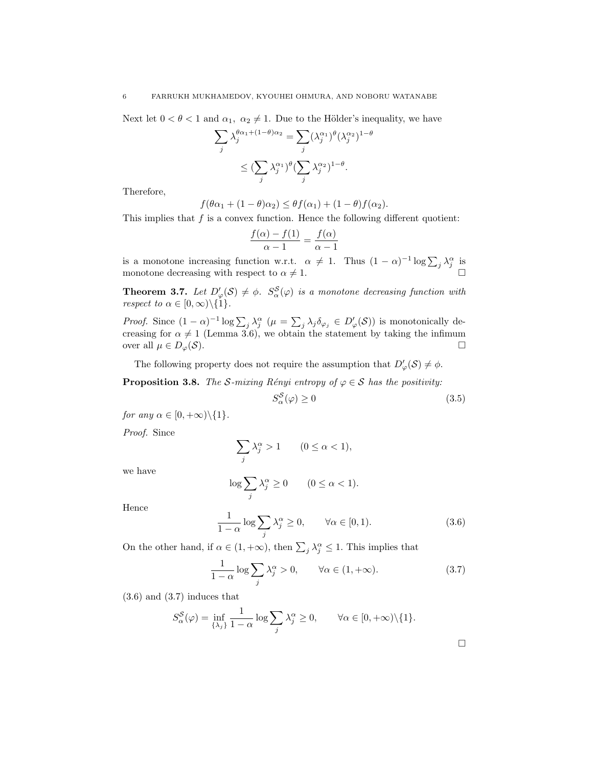Next let $0 < \theta < 1$ and $\alpha_1,\ \alpha_2 \neq 1$. Due to the Hölder's inequality, we have

$$\sum_j \lambda_j^{\theta\alpha_1 + (1-\theta)\alpha_2} = \sum_j (\lambda_j^{\alpha_1})^{\theta}(\lambda_j^{\alpha_2})^{1-\theta}$$

$$\leq (\sum_j \lambda_j^{\alpha_1})^{\theta}(\sum_j \lambda_j^{\alpha_2})^{1-\theta}.$$

Therefore,

$$f(\theta\alpha_1 + (1-\theta)\alpha_2) \leq \theta f(\alpha_1) + (1-\theta) f(\alpha_2).$$

This implies that $f$ is a convex function. Hence the following different quotient:

$$\frac{f(\alpha) - f(1)}{\alpha - 1} = \frac{f(\alpha)}{\alpha - 1}$$

is a monotone increasing function w.r.t. $\alpha \neq 1$. Thus $(1-\alpha)^{-1} \log \sum_j \lambda_j^{\alpha}$ is monotone decreasing with respect to $\alpha \neq 1$. $\square$

**Theorem 3.7.** *Let $D'_{\varphi}(\mathcal{S}) \neq \phi$. $S_{\alpha}^{\mathcal{S}}(\varphi)$ is a monotone decreasing function with respect to $\alpha \in [0, \infty)\backslash\{1\}$.*

*Proof.* Since $(1-\alpha)^{-1} \log \sum_j \lambda_j^{\alpha}$ ($\mu = \sum_j \lambda_j \delta_{\varphi_j} \in D'_{\varphi}(\mathcal{S})$) is monotonically decreasing for $\alpha \neq 1$ (Lemma 3.6), we obtain the statement by taking the infimum over all $\mu \in D_{\varphi}(\mathcal{S})$. $\square$

The following property does not require the assumption that $D'_{\varphi}(\mathcal{S}) \neq \phi$.

**Proposition 3.8.** *The $\mathcal{S}$-mixing Rényi entropy of $\varphi \in \mathcal{S}$ has the positivity:*

$$S_{\alpha}^{\mathcal{S}}(\varphi) \geq 0 \tag{3.5}$$

*for any $\alpha \in [0, +\infty)\backslash\{1\}$.*

*Proof.* Since

$$\sum_j \lambda_j^{\alpha} > 1 \qquad (0 \leq \alpha < 1),$$

we have

$$\log \sum_j \lambda_j^{\alpha} \geq 0 \qquad (0 \leq \alpha < 1).$$

Hence

$$\frac{1}{1-\alpha} \log \sum_j \lambda_j^{\alpha} \geq 0, \qquad \forall \alpha \in [0, 1). \tag{3.6}$$

On the other hand, if $\alpha \in (1, +\infty)$, then $\sum_j \lambda_j^{\alpha} \leq 1$. This implies that

$$\frac{1}{1-\alpha} \log \sum_j \lambda_j^{\alpha} > 0, \qquad \forall \alpha \in (1, +\infty). \tag{3.7}$$

(3.6) and (3.7) induces that

$$S_{\alpha}^{\mathcal{S}}(\varphi) = \inf_{\{\lambda_j\}} \frac{1}{1-\alpha} \log \sum_j \lambda_j^{\alpha} \geq 0, \qquad \forall \alpha \in [0, +\infty)\backslash\{1\}.$$

$\square$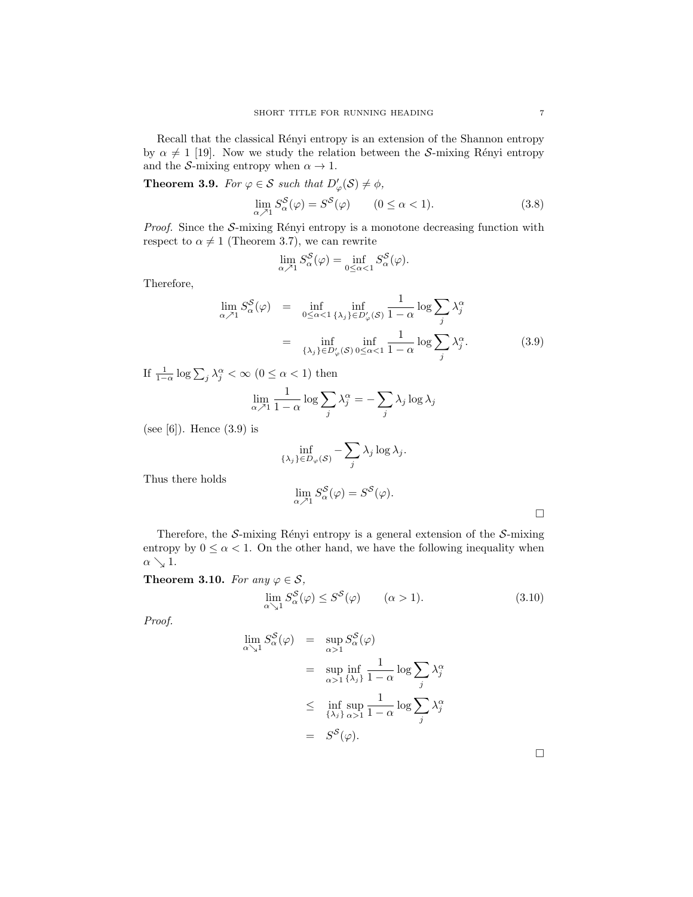Recall that the classical Rényi entropy is an extension of the Shannon entropy by $\alpha \neq 1$ [19]. Now we study the relation between the $\mathcal{S}$-mixing Rényi entropy and the $\mathcal{S}$-mixing entropy when $\alpha \to 1$.

**Theorem 3.9.** *For $\varphi \in \mathcal{S}$ such that $D'_\varphi(\mathcal{S}) \neq \phi$,*

$$\lim_{\alpha \nearrow 1} S_\alpha^{\mathcal{S}}(\varphi) = S^{\mathcal{S}}(\varphi) \qquad (0 \leq \alpha < 1). \tag{3.8}$$

*Proof.* Since the $\mathcal{S}$-mixing Rényi entropy is a monotone decreasing function with respect to $\alpha \neq 1$ (Theorem 3.7), we can rewrite

$$\lim_{\alpha \nearrow 1} S_\alpha^{\mathcal{S}}(\varphi) = \inf_{0 \leq \alpha < 1} S_\alpha^{\mathcal{S}}(\varphi).$$

Therefore,

$$\begin{aligned}
\lim_{\alpha \nearrow 1} S_\alpha^{\mathcal{S}}(\varphi) &= \inf_{0 \leq \alpha < 1} \inf_{\{\lambda_j\} \in D'_\varphi(\mathcal{S})} \frac{1}{1-\alpha} \log \sum_j \lambda_j^\alpha \\
&= \inf_{\{\lambda_j\} \in D'_\varphi(\mathcal{S})} \inf_{0 \leq \alpha < 1} \frac{1}{1-\alpha} \log \sum_j \lambda_j^\alpha.
\end{aligned} \tag{3.9}$$

If $\frac{1}{1-\alpha} \log \sum_j \lambda_j^\alpha < \infty$ $(0 \leq \alpha < 1)$ then

$$\lim_{\alpha \nearrow 1} \frac{1}{1-\alpha} \log \sum_j \lambda_j^\alpha = -\sum_j \lambda_j \log \lambda_j$$

(see [6]). Hence (3.9) is

$$\inf_{\{\lambda_j\} \in D_\varphi(\mathcal{S})} -\sum_j \lambda_j \log \lambda_j.$$

Thus there holds

$$\lim_{\alpha \nearrow 1} S_\alpha^{\mathcal{S}}(\varphi) = S^{\mathcal{S}}(\varphi).$$

□

Therefore, the $\mathcal{S}$-mixing Rényi entropy is a general extension of the $\mathcal{S}$-mixing entropy by $0 \leq \alpha < 1$. On the other hand, we have the following inequality when $\alpha \searrow 1$.

**Theorem 3.10.** *For any $\varphi \in \mathcal{S}$,*

$$\lim_{\alpha \searrow 1} S_\alpha^{\mathcal{S}}(\varphi) \leq S^{\mathcal{S}}(\varphi) \qquad (\alpha > 1). \tag{3.10}$$

*Proof.*

$$\begin{aligned}
\lim_{\alpha \searrow 1} S_\alpha^{\mathcal{S}}(\varphi) &= \sup_{\alpha > 1} S_\alpha^{\mathcal{S}}(\varphi) \\
&= \sup_{\alpha > 1} \inf_{\{\lambda_j\}} \frac{1}{1-\alpha} \log \sum_j \lambda_j^\alpha \\
&\leq \inf_{\{\lambda_j\}} \sup_{\alpha > 1} \frac{1}{1-\alpha} \log \sum_j \lambda_j^\alpha \\
&= S^{\mathcal{S}}(\varphi).
\end{aligned}$$

□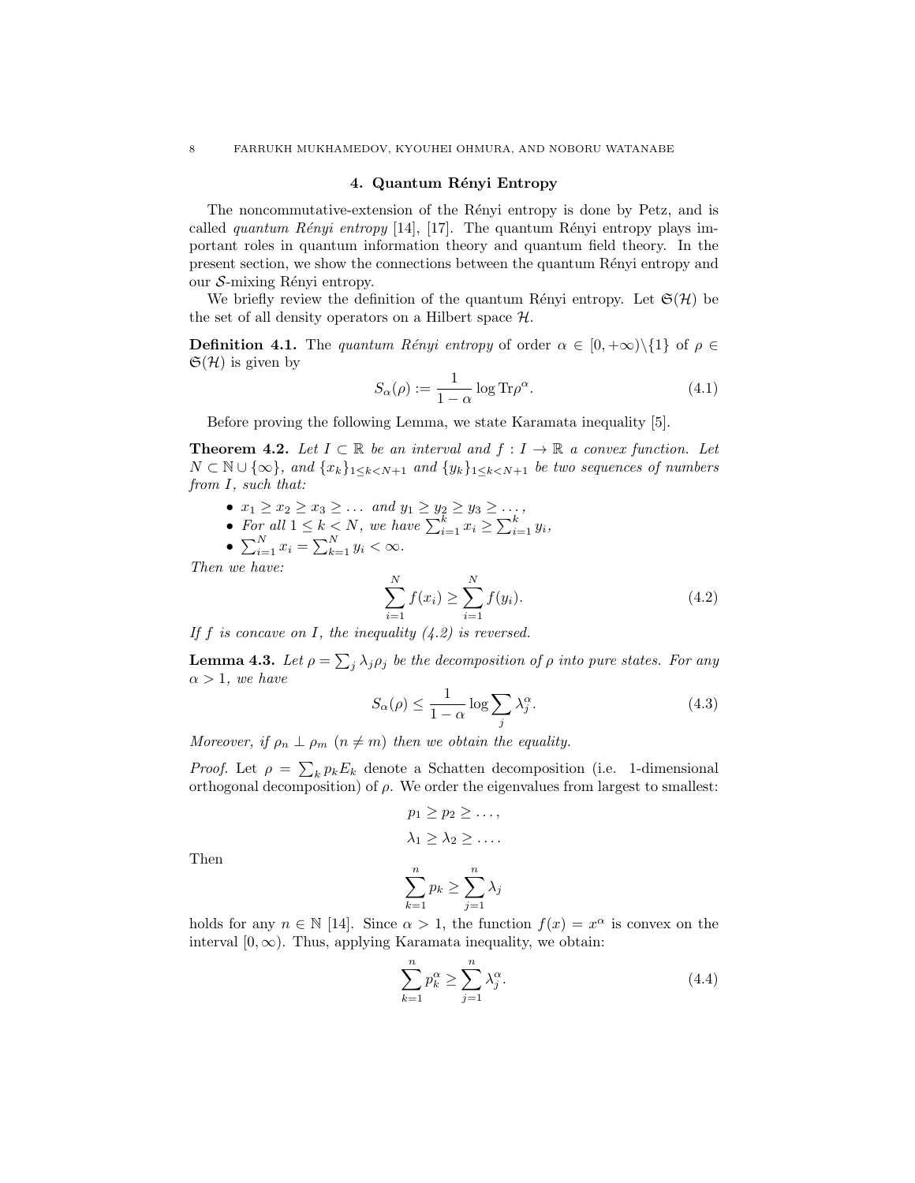## 4. Quantum Rényi Entropy

The noncommutative-extension of the Rényi entropy is done by Petz, and is called *quantum Rényi entropy* [14], [17]. The quantum Rényi entropy plays important roles in quantum information theory and quantum field theory. In the present section, we show the connections between the quantum Rényi entropy and our $\mathcal{S}$-mixing Rényi entropy.

We briefly review the definition of the quantum Rényi entropy. Let $\mathfrak{S}(\mathcal{H})$ be the set of all density operators on a Hilbert space $\mathcal{H}$.

**Definition 4.1.** The *quantum Rényi entropy* of order $\alpha \in [0, +\infty)\backslash\{1\}$ of $\rho \in \mathfrak{S}(\mathcal{H})$ is given by

$$S_\alpha(\rho) := \frac{1}{1-\alpha} \log \mathrm{Tr}\rho^\alpha. \tag{4.1}$$

Before proving the following Lemma, we state Karamata inequality [5].

**Theorem 4.2.** *Let $I \subset \mathbb{R}$ be an interval and $f : I \to \mathbb{R}$ a convex function. Let $N \subset \mathbb{N} \cup \{\infty\}$, and $\{x_k\}_{1\le k<N+1}$ and $\{y_k\}_{1\le k<N+1}$ be two sequences of numbers from $I$, such that:*

- *$x_1 \ge x_2 \ge x_3 \ge \dots$ and $y_1 \ge y_2 \ge y_3 \ge \dots$,*
- *For all $1 \le k < N$, we have $\sum_{i=1}^k x_i \ge \sum_{i=1}^k y_i$,*
- *$\sum_{i=1}^N x_i = \sum_{k=1}^N y_i < \infty$.*

*Then we have:*

$$\sum_{i=1}^N f(x_i) \ge \sum_{i=1}^N f(y_i). \tag{4.2}$$

*If $f$ is concave on $I$, the inequality (4.2) is reversed.*

**Lemma 4.3.** *Let $\rho = \sum_j \lambda_j \rho_j$ be the decomposition of $\rho$ into pure states. For any $\alpha > 1$, we have*

$$S_\alpha(\rho) \le \frac{1}{1-\alpha} \log \sum_j \lambda_j^\alpha. \tag{4.3}$$

*Moreover, if $\rho_n \perp \rho_m$ $(n \neq m)$ then we obtain the equality.*

*Proof.* Let $\rho = \sum_k p_k E_k$ denote a Schatten decomposition (i.e. 1-dimensional orthogonal decomposition) of $\rho$. We order the eigenvalues from largest to smallest:

$$p_1 \ge p_2 \ge \dots,$$

$$\lambda_1 \ge \lambda_2 \ge \dots.$$

Then

$$\sum_{k=1}^n p_k \ge \sum_{j=1}^n \lambda_j$$

holds for any $n \in \mathbb{N}$ [14]. Since $\alpha > 1$, the function $f(x) = x^\alpha$ is convex on the interval $[0, \infty)$. Thus, applying Karamata inequality, we obtain:

$$\sum_{k=1}^n p_k^\alpha \ge \sum_{j=1}^n \lambda_j^\alpha. \tag{4.4}$$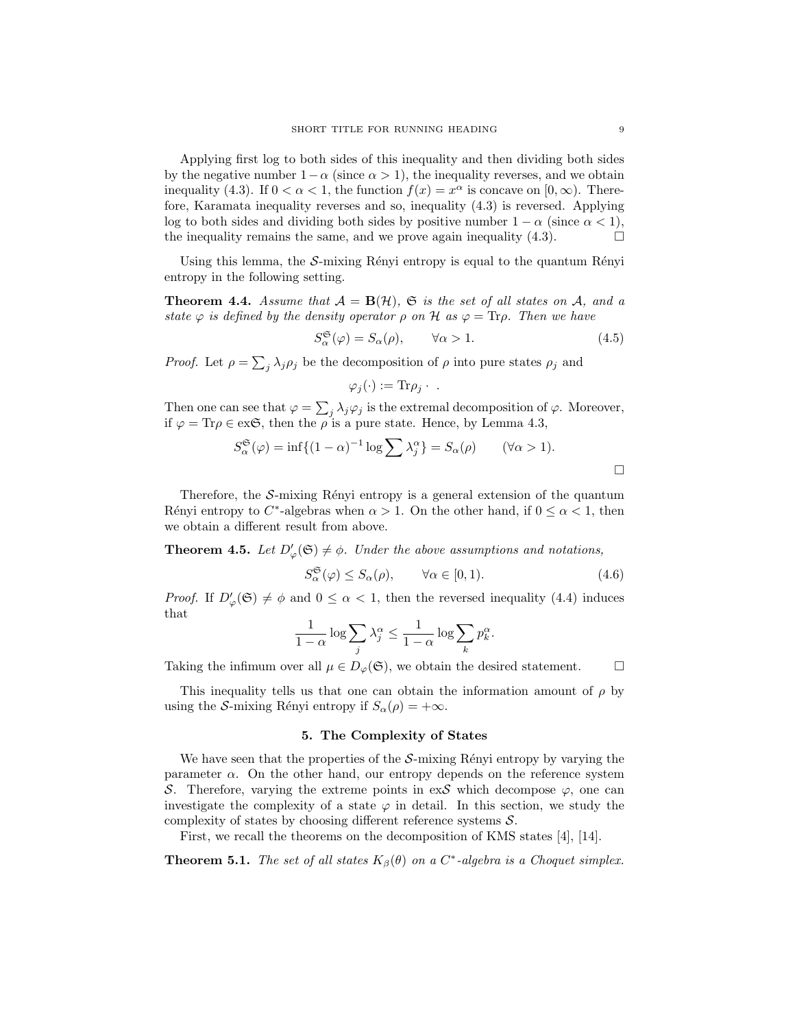Applying first log to both sides of this inequality and then dividing both sides by the negative number $1-\alpha$ (since $\alpha > 1$), the inequality reverses, and we obtain inequality (4.3). If $0 < \alpha < 1$, the function $f(x) = x^\alpha$ is concave on $[0, \infty)$. Therefore, Karamata inequality reverses and so, inequality (4.3) is reversed. Applying log to both sides and dividing both sides by positive number $1 - \alpha$ (since $\alpha < 1$), the inequality remains the same, and we prove again inequality (4.3). $\square$

Using this lemma, the $\mathcal{S}$-mixing Rényi entropy is equal to the quantum Rényi entropy in the following setting.

**Theorem 4.4.** *Assume that $\mathcal{A} = \mathbf{B}(\mathcal{H})$, $\mathfrak{S}$ is the set of all states on $\mathcal{A}$, and a state $\varphi$ is defined by the density operator $\rho$ on $\mathcal{H}$ as $\varphi = \mathrm{Tr}\rho$. Then we have*

$$S_\alpha^{\mathfrak{S}}(\varphi) = S_\alpha(\rho), \qquad \forall \alpha > 1. \tag{4.5}$$

*Proof.* Let $\rho = \sum_j \lambda_j \rho_j$ be the decomposition of $\rho$ into pure states $\rho_j$ and

$$\varphi_j(\cdot) := \mathrm{Tr}\rho_j \cdot \ .$$

Then one can see that $\varphi = \sum_j \lambda_j \varphi_j$ is the extremal decomposition of $\varphi$. Moreover, if $\varphi = \mathrm{Tr}\rho \in \mathrm{ex}\mathfrak{S}$, then the $\rho$ is a pure state. Hence, by Lemma 4.3,

$$S_\alpha^{\mathfrak{S}}(\varphi) = \inf\{(1-\alpha)^{-1} \log \sum \lambda_j^\alpha\} = S_\alpha(\rho) \qquad (\forall \alpha > 1).$$

$\square$

Therefore, the $\mathcal{S}$-mixing Rényi entropy is a general extension of the quantum Rényi entropy to $C^*$-algebras when $\alpha > 1$. On the other hand, if $0 \le \alpha < 1$, then we obtain a different result from above.

**Theorem 4.5.** *Let $D'_\varphi(\mathfrak{S}) \neq \phi$. Under the above assumptions and notations,*

$$S_\alpha^{\mathfrak{S}}(\varphi) \le S_\alpha(\rho), \qquad \forall \alpha \in [0, 1). \tag{4.6}$$

*Proof.* If $D'_\varphi(\mathfrak{S}) \neq \phi$ and $0 \le \alpha < 1$, then the reversed inequality (4.4) induces that

$$\frac{1}{1-\alpha} \log \sum_j \lambda_j^\alpha \le \frac{1}{1-\alpha} \log \sum_k p_k^\alpha.$$

Taking the infimum over all $\mu \in D_\varphi(\mathfrak{S})$, we obtain the desired statement. $\square$

This inequality tells us that one can obtain the information amount of $\rho$ by using the $\mathcal{S}$-mixing Rényi entropy if $S_\alpha(\rho) = +\infty$.

## 5. The Complexity of States

We have seen that the properties of the $\mathcal{S}$-mixing Rényi entropy by varying the parameter $\alpha$. On the other hand, our entropy depends on the reference system $\mathcal{S}$. Therefore, varying the extreme points in $\mathrm{ex}\mathcal{S}$ which decompose $\varphi$, one can investigate the complexity of a state $\varphi$ in detail. In this section, we study the complexity of states by choosing different reference systems $\mathcal{S}$.

First, we recall the theorems on the decomposition of KMS states [4], [14].

**Theorem 5.1.** *The set of all states $K_\beta(\theta)$ on a $C^*$-algebra is a Choquet simplex.*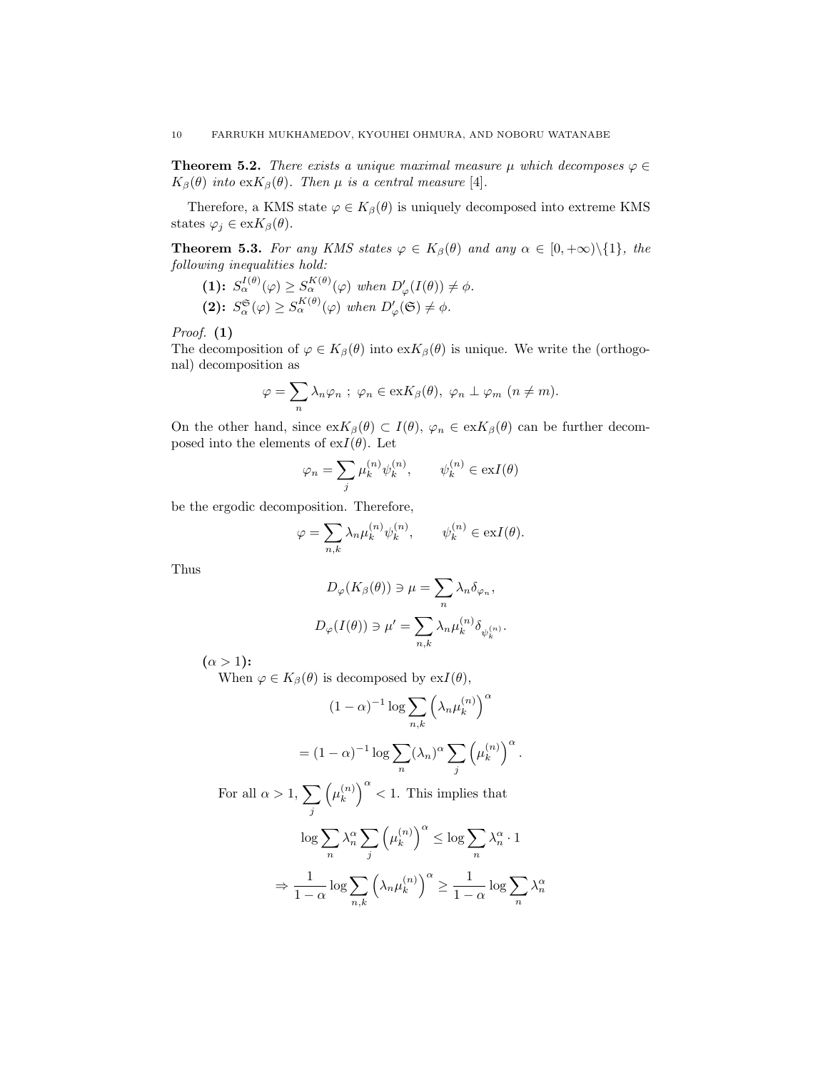**Theorem 5.2.** *There exists a unique maximal measure $\mu$ which decomposes $\varphi \in K_\beta(\theta)$ into $\mathrm{ex}K_\beta(\theta)$. Then $\mu$ is a central measure* [4].

Therefore, a KMS state $\varphi \in K_\beta(\theta)$ is uniquely decomposed into extreme KMS states $\varphi_j \in \mathrm{ex}K_\beta(\theta)$.

**Theorem 5.3.** *For any KMS states $\varphi \in K_\beta(\theta)$ and any $\alpha \in [0, +\infty)\backslash\{1\}$, the following inequalities hold:*

**(1):** $S_\alpha^{I(\theta)}(\varphi) \geq S_\alpha^{K(\theta)}(\varphi)$ *when* $D'_\varphi(I(\theta)) \neq \phi$.

**(2):** $S_\alpha^{\mathfrak{S}}(\varphi) \geq S_\alpha^{K(\theta)}(\varphi)$ *when* $D'_\varphi(\mathfrak{S}) \neq \phi$.

*Proof.* **(1)**
The decomposition of $\varphi \in K_\beta(\theta)$ into $\mathrm{ex}K_\beta(\theta)$ is unique. We write the (orthogonal) decomposition as

$$\varphi = \sum_n \lambda_n \varphi_n \ ; \ \varphi_n \in \mathrm{ex}K_\beta(\theta), \ \varphi_n \perp \varphi_m \ (n \neq m).$$

On the other hand, since $\mathrm{ex}K_\beta(\theta) \subset I(\theta)$, $\varphi_n \in \mathrm{ex}K_\beta(\theta)$ can be further decomposed into the elements of $\mathrm{ex}I(\theta)$. Let

$$\varphi_n = \sum_j \mu_k^{(n)} \psi_k^{(n)}, \qquad \psi_k^{(n)} \in \mathrm{ex}I(\theta)$$

be the ergodic decomposition. Therefore,

$$\varphi = \sum_{n,k} \lambda_n \mu_k^{(n)} \psi_k^{(n)}, \qquad \psi_k^{(n)} \in \mathrm{ex}I(\theta).$$

Thus

$$D_\varphi(K_\beta(\theta)) \ni \mu = \sum_n \lambda_n \delta_{\varphi_n},$$

$$D_\varphi(I(\theta)) \ni \mu' = \sum_{n,k} \lambda_n \mu_k^{(n)} \delta_{\psi_k^{(n)}}.$$

**$(\alpha > 1)$:**
When $\varphi \in K_\beta(\theta)$ is decomposed by $\mathrm{ex}I(\theta)$,

$$(1-\alpha)^{-1} \log \sum_{n,k} \left(\lambda_n \mu_k^{(n)}\right)^\alpha$$

$$= (1-\alpha)^{-1} \log \sum_n (\lambda_n)^\alpha \sum_j \left(\mu_k^{(n)}\right)^\alpha.$$

For all $\alpha > 1$, $\sum_j \left(\mu_k^{(n)}\right)^\alpha < 1$. This implies that

$$\log \sum_n \lambda_n^\alpha \sum_j \left(\mu_k^{(n)}\right)^\alpha \leq \log \sum_n \lambda_n^\alpha \cdot 1$$

$$\Rightarrow \frac{1}{1-\alpha} \log \sum_{n,k} \left(\lambda_n \mu_k^{(n)}\right)^\alpha \geq \frac{1}{1-\alpha} \log \sum_n \lambda_n^\alpha$$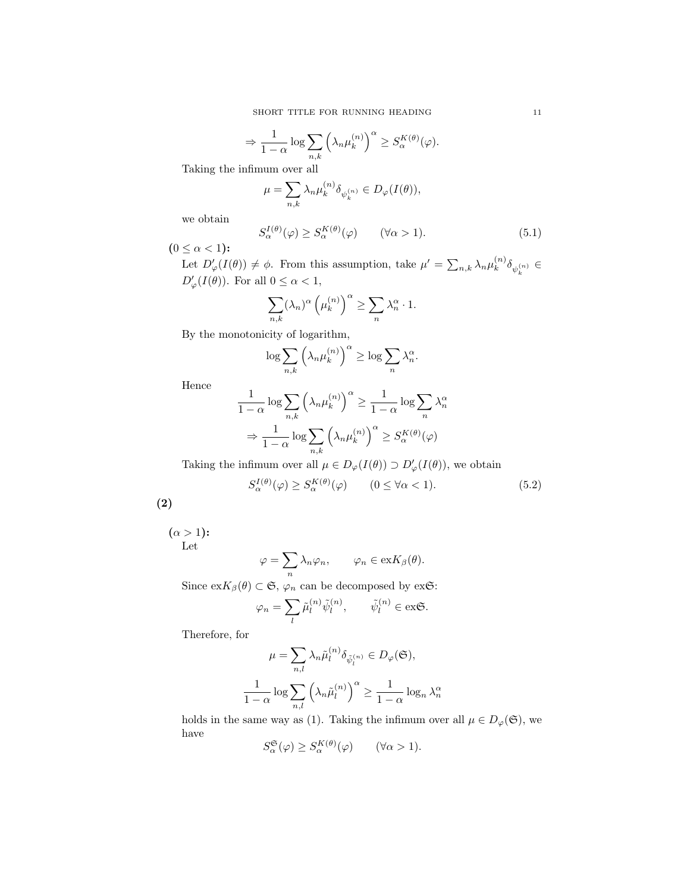$$\Rightarrow \frac{1}{1-\alpha} \log \sum_{n,k} \left(\lambda_n \mu_k^{(n)}\right)^\alpha \geq S_\alpha^{K(\theta)}(\varphi).$$

Taking the infimum over all

$$\mu = \sum_{n,k} \lambda_n \mu_k^{(n)} \delta_{\psi_k^{(n)}} \in D_\varphi(I(\theta)),$$

we obtain

$$S_\alpha^{I(\theta)}(\varphi) \geq S_\alpha^{K(\theta)}(\varphi) \qquad (\forall \alpha > 1). \tag{5.1}$$

**($0 \leq \alpha < 1$):**

Let $D'_\varphi(I(\theta)) \neq \phi$. From this assumption, take $\mu' = \sum_{n,k} \lambda_n \mu_k^{(n)} \delta_{\psi_k^{(n)}} \in D'_\varphi(I(\theta))$. For all $0 \leq \alpha < 1$,

$$\sum_{n,k} (\lambda_n)^\alpha \left(\mu_k^{(n)}\right)^\alpha \geq \sum_n \lambda_n^\alpha \cdot 1.$$

By the monotonicity of logarithm,

$$\log \sum_{n,k} \left(\lambda_n \mu_k^{(n)}\right)^\alpha \geq \log \sum_n \lambda_n^\alpha.$$

Hence

$$\frac{1}{1-\alpha} \log \sum_{n,k} \left(\lambda_n \mu_k^{(n)}\right)^\alpha \geq \frac{1}{1-\alpha} \log \sum_n \lambda_n^\alpha$$

$$\Rightarrow \frac{1}{1-\alpha} \log \sum_{n,k} \left(\lambda_n \mu_k^{(n)}\right)^\alpha \geq S_\alpha^{K(\theta)}(\varphi)$$

Taking the infimum over all $\mu \in D_\varphi(I(\theta)) \supset D'_\varphi(I(\theta))$, we obtain

$$S_\alpha^{I(\theta)}(\varphi) \geq S_\alpha^{K(\theta)}(\varphi) \qquad (0 \leq \forall \alpha < 1). \tag{5.2}$$

**(2)**

**($\alpha > 1$):**

Let

$$\varphi = \sum_n \lambda_n \varphi_n, \qquad \varphi_n \in \mathrm{ex} K_\beta(\theta).$$

Since $\mathrm{ex} K_\beta(\theta) \subset \mathfrak{S}$, $\varphi_n$ can be decomposed by $\mathrm{ex}\mathfrak{S}$:

$$\varphi_n = \sum_l \tilde{\mu}_l^{(n)} \tilde{\psi}_l^{(n)}, \qquad \tilde{\psi}_l^{(n)} \in \mathrm{ex}\mathfrak{S}.$$

Therefore, for

$$\mu = \sum_{n,l} \lambda_n \tilde{\mu}_l^{(n)} \delta_{\tilde{\psi}_l^{(n)}} \in D_\varphi(\mathfrak{S}),$$

$$\frac{1}{1-\alpha} \log \sum_{n,l} \left(\lambda_n \tilde{\mu}_l^{(n)}\right)^\alpha \geq \frac{1}{1-\alpha} \log_n \lambda_n^\alpha$$

holds in the same way as (1). Taking the infimum over all $\mu \in D_\varphi(\mathfrak{S})$, we have

$$S_\alpha^{\mathfrak{S}}(\varphi) \geq S_\alpha^{K(\theta)}(\varphi) \qquad (\forall \alpha > 1).$$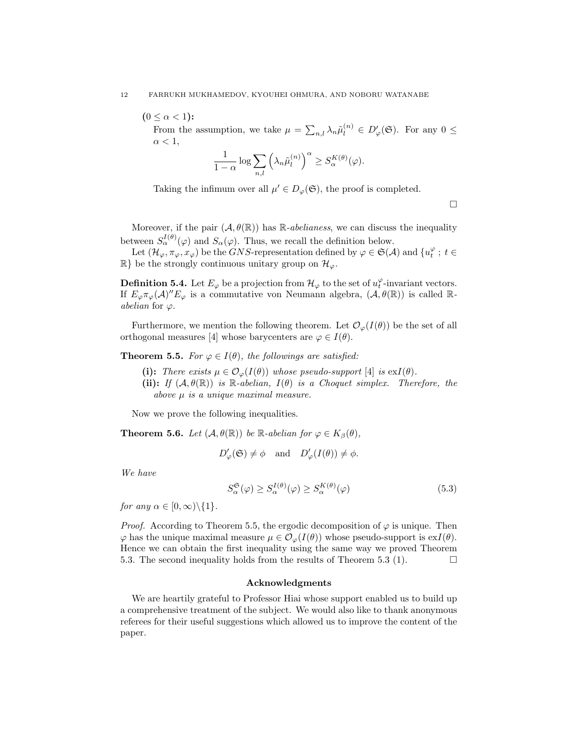**($0 \leq \alpha < 1$):**
From the assumption, we take $\mu = \sum_{n,l} \lambda_n \tilde{\mu}_l^{(n)} \in D'_\varphi(\mathfrak{S})$. For any $0 \leq \alpha < 1$,

$$\frac{1}{1-\alpha} \log \sum_{n,l} \left( \lambda_n \tilde{\mu}_l^{(n)} \right)^\alpha \geq S_\alpha^{K(\theta)}(\varphi).$$

Taking the infimum over all $\mu' \in D_\varphi(\mathfrak{S})$, the proof is completed.

□

Moreover, if the pair $(\mathcal{A}, \theta(\mathbb{R}))$ has $\mathbb{R}$-*abelianess*, we can discuss the inequality between $S_\alpha^{I(\theta)}(\varphi)$ and $S_\alpha(\varphi)$. Thus, we recall the definition below.

Let $(\mathcal{H}_\varphi, \pi_\varphi, x_\varphi)$ be the $GNS$-representation defined by $\varphi \in \mathfrak{S}(\mathcal{A})$ and $\{u_t^\varphi \, ; \, t \in \mathbb{R}\}$ be the strongly continuous unitary group on $\mathcal{H}_\varphi$.

**Definition 5.4.** Let $E_\varphi$ be a projection from $\mathcal{H}_\varphi$ to the set of $u_t^\varphi$-invariant vectors. If $E_\varphi \pi_\varphi(\mathcal{A})'' E_\varphi$ is a commutative von Neumann algebra, $(\mathcal{A}, \theta(\mathbb{R}))$ is called $\mathbb{R}$-*abelian* for $\varphi$.

Furthermore, we mention the following theorem. Let $\mathcal{O}_\varphi(I(\theta))$ be the set of all orthogonal measures [4] whose barycenters are $\varphi \in I(\theta)$.

**Theorem 5.5.** *For $\varphi \in I(\theta)$, the followings are satisfied:*

- **(i):** *There exists $\mu \in \mathcal{O}_\varphi(I(\theta))$ whose pseudo-support [4] is $\mathrm{ex}I(\theta)$.*
- **(ii):** *If $(\mathcal{A}, \theta(\mathbb{R}))$ is $\mathbb{R}$-abelian, $I(\theta)$ is a Choquet simplex. Therefore, the above $\mu$ is a unique maximal measure.*

Now we prove the following inequalities.

**Theorem 5.6.** *Let $(\mathcal{A}, \theta(\mathbb{R}))$ be $\mathbb{R}$-abelian for $\varphi \in K_\beta(\theta)$,*

$$D'_\varphi(\mathfrak{S}) \neq \phi \quad \text{and} \quad D'_\varphi(I(\theta)) \neq \phi.$$

*We have*

$$S_\alpha^{\mathfrak{S}}(\varphi) \geq S_\alpha^{I(\theta)}(\varphi) \geq S_\alpha^{K(\theta)}(\varphi) \tag{5.3}$$

*for any $\alpha \in [0, \infty) \backslash \{1\}$.*

*Proof.* According to Theorem 5.5, the ergodic decomposition of $\varphi$ is unique. Then $\varphi$ has the unique maximal measure $\mu \in \mathcal{O}_\varphi(I(\theta))$ whose pseudo-support is $\mathrm{ex}I(\theta)$. Hence we can obtain the first inequality using the same way we proved Theorem 5.3. The second inequality holds from the results of Theorem 5.3 (1). □

### Acknowledgments

We are heartily grateful to Professor Hiai whose support enabled us to build up a comprehensive treatment of the subject. We would also like to thank anonymous referees for their useful suggestions which allowed us to improve the content of the paper.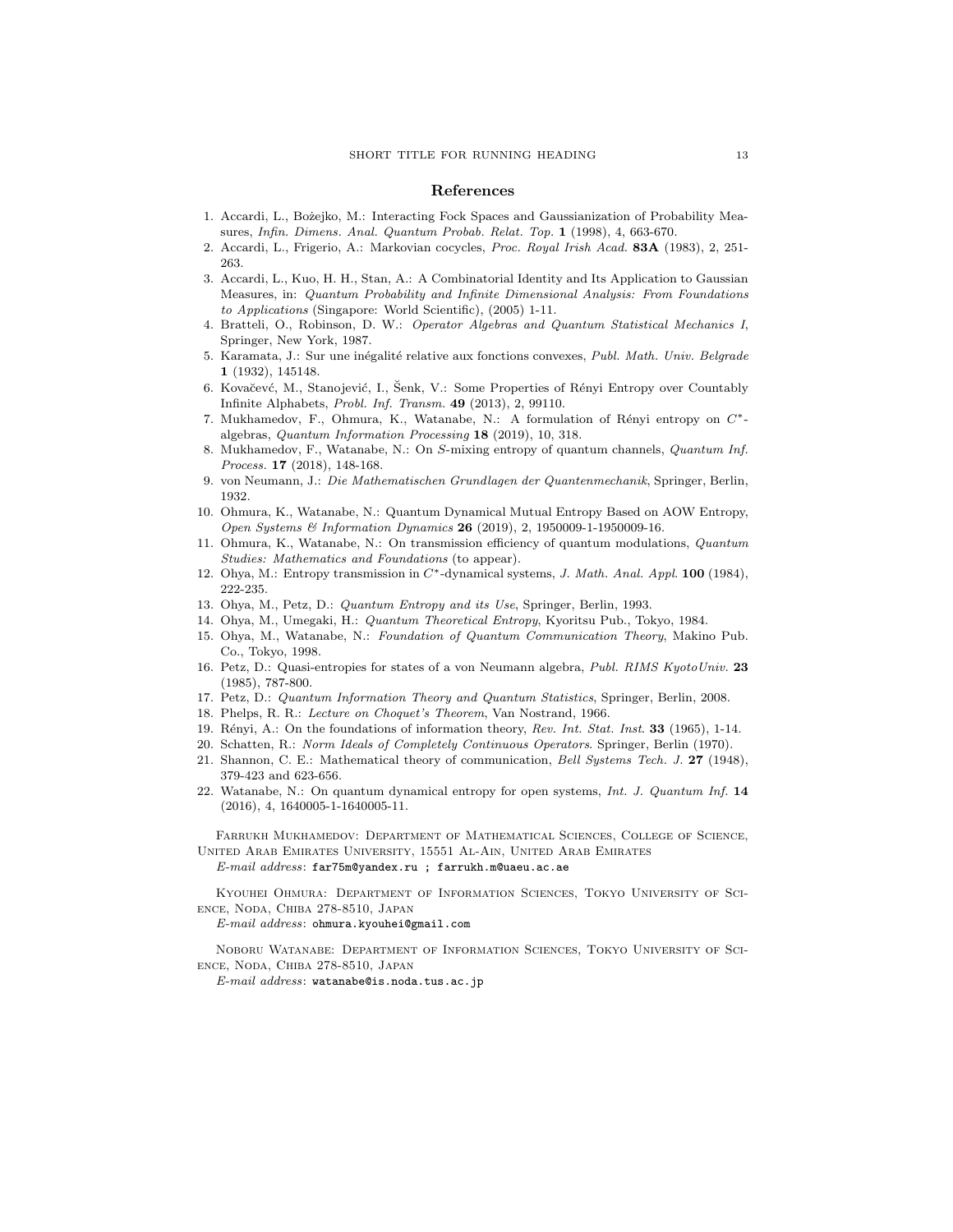## References

1. Accardi, L., Bożejko, M.: Interacting Fock Spaces and Gaussianization of Probability Measures, *Infin. Dimens. Anal. Quantum Probab. Relat. Top.* **1** (1998), 4, 663-670.
2. Accardi, L., Frigerio, A.: Markovian cocycles, *Proc. Royal Irish Acad.* **83A** (1983), 2, 251-263.
3. Accardi, L., Kuo, H. H., Stan, A.: A Combinatorial Identity and Its Application to Gaussian Measures, in: *Quantum Probability and Infinite Dimensional Analysis: From Foundations to Applications* (Singapore: World Scientific), (2005) 1-11.
4. Bratteli, O., Robinson, D. W.: *Operator Algebras and Quantum Statistical Mechanics I*, Springer, New York, 1987.
5. Karamata, J.: Sur une inégalité relative aux fonctions convexes, *Publ. Math. Univ. Belgrade* **1** (1932), 145148.
6. Kovačevć, M., Stanojević, I., Šenk, V.: Some Properties of Rényi Entropy over Countably Infinite Alphabets, *Probl. Inf. Transm.* **49** (2013), 2, 99110.
7. Mukhamedov, F., Ohmura, K., Watanabe, N.: A formulation of Rényi entropy on $C^*$-algebras, *Quantum Information Processing* **18** (2019), 10, 318.
8. Mukhamedov, F., Watanabe, N.: On $S$-mixing entropy of quantum channels, *Quantum Inf. Process.* **17** (2018), 148-168.
9. von Neumann, J.: *Die Mathematischen Grundlagen der Quantenmechanik*, Springer, Berlin, 1932.
10. Ohmura, K., Watanabe, N.: Quantum Dynamical Mutual Entropy Based on AOW Entropy, *Open Systems & Information Dynamics* **26** (2019), 2, 1950009-1-1950009-16.
11. Ohmura, K., Watanabe, N.: On transmission efficiency of quantum modulations, *Quantum Studies: Mathematics and Foundations* (to appear).
12. Ohya, M.: Entropy transmission in $C^*$-dynamical systems, *J. Math. Anal. Appl.* **100** (1984), 222-235.
13. Ohya, M., Petz, D.: *Quantum Entropy and its Use*, Springer, Berlin, 1993.
14. Ohya, M., Umegaki, H.: *Quantum Theoretical Entropy*, Kyoritsu Pub., Tokyo, 1984.
15. Ohya, M., Watanabe, N.: *Foundation of Quantum Communication Theory*, Makino Pub. Co., Tokyo, 1998.
16. Petz, D.: Quasi-entropies for states of a von Neumann algebra, *Publ. RIMS KyotoUniv.* **23** (1985), 787-800.
17. Petz, D.: *Quantum Information Theory and Quantum Statistics*, Springer, Berlin, 2008.
18. Phelps, R. R.: *Lecture on Choquet's Theorem*, Van Nostrand, 1966.
19. Rényi, A.: On the foundations of information theory, *Rev. Int. Stat. Inst.* **33** (1965), 1-14.
20. Schatten, R.: *Norm Ideals of Completely Continuous Operators*. Springer, Berlin (1970).
21. Shannon, C. E.: Mathematical theory of communication, *Bell Systems Tech. J.* **27** (1948), 379-423 and 623-656.
22. Watanabe, N.: On quantum dynamical entropy for open systems, *Int. J. Quantum Inf.* **14** (2016), 4, 1640005-1-1640005-11.

Farrukh Mukhamedov: Department of Mathematical Sciences, College of Science, United Arab Emirates University, 15551 Al-Ain, United Arab Emirates

*E-mail address*: far75m@yandex.ru ; farrukh.m@uaeu.ac.ae

Kyouhei Ohmura: Department of Information Sciences, Tokyo University of Science, Noda, Chiba 278-8510, Japan

*E-mail address*: ohmura.kyouhei@gmail.com

Noboru Watanabe: Department of Information Sciences, Tokyo University of Science, Noda, Chiba 278-8510, Japan

*E-mail address*: watanabe@is.noda.tus.ac.jp